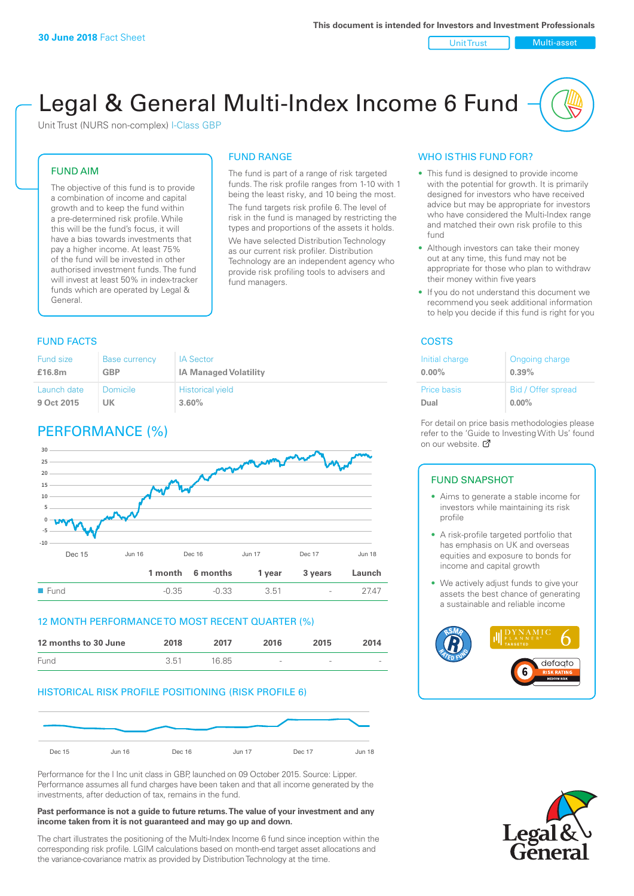**30 June 2018** Fact Sheet

This document is intended for Investors and Investment Professionals

Unit Trust | Multi-asset

# Legal & General Multi-Index Income 6 Fund

Unit Trust (NURS non-complex) I-Class GBP

## FUND AIM

The objective of this fund is to provide a combination of income and capital growth and to keep the fund within a pre-determined risk profile. While this will be the fund's focus, it will have a bias towards investments that pay a higher income. At least 75% of the fund will be invested in other authorised investment funds. The fund will invest at least 50% in index-tracker funds which are operated by Legal & General.

## FUND RANGE

The fund is part of a range of risk targeted funds. The risk profile ranges from 1-10 with 1 being the least risky, and 10 being the most.

The fund targets risk profile 6. The level of risk in the fund is managed by restricting the types and proportions of the assets it holds.

We have selected Distribution Technology as our current risk profiler. Distribution Technology are an independent agency who provide risk profiling tools to advisers and fund managers.

## WHO IS THIS FUND FOR?

- This fund is designed to provide income with the potential for growth. It is primarily designed for investors who have received advice but may be appropriate for investors who have considered the Multi-Index range and matched their own risk profile to this fund
- Although investors can take their money out at any time, this fund may not be appropriate for those who plan to withdraw their money within five years
- If you do not understand this document we recommend you seek additional information to help you decide if this fund is right for you

## FUND FACTS

| Fund size | Base currency | IA Sector |
|---|---|---|
| **£16.8m** | **GBP** | **IA Managed Volatility** |
| **Launch date** | **Domicile** | **Historical yield** |
| **9 Oct 2015** | **UK** | **3.60%** |

## COSTS

| Initial charge | Ongoing charge |
|---|---|
| **0.00%** | **0.39%** |
| **Price basis** | **Bid / Offer spread** |
| **Dual** | **0.00%** |

For detail on price basis methodologies please refer to the 'Guide to Investing With Us' found on our website.

## PERFORMANCE (%)

| | 1 month | 6 months | 1 year | 3 years | Launch |
|---|---|---|---|---|---|
| Fund | -0.35 | -0.33 | 3.51 | - | 27.47 |

## 12 MONTH PERFORMANCE TO MOST RECENT QUARTER (%)

| 12 months to 30 June | 2018 | 2017 | 2016 | 2015 | 2014 |
|---|---|---|---|---|---|
| Fund | 3.51 | 16.85 | - | - | - |

## HISTORICAL RISK PROFILE POSITIONING (RISK PROFILE 6)

Performance for the I Inc unit class in GBP, launched on 09 October 2015. Source: Lipper. Performance assumes all fund charges have been taken and that all income generated by the investments, after deduction of tax, remains in the fund.

**Past performance is not a guide to future returns. The value of your investment and any income taken from it is not guaranteed and may go up and down.**

The chart illustrates the positioning of the Multi-Index Income 6 fund since inception within the corresponding risk profile. LGIM calculations based on month-end target asset allocations and the variance-covariance matrix as provided by Distribution Technology at the time.

## FUND SNAPSHOT

- Aims to generate a stable income for investors while maintaining its risk profile
- A risk-profile targeted portfolio that has emphasis on UK and overseas equities and exposure to bonds for income and capital growth
- We actively adjust funds to give your assets the best chance of generating a sustainable and reliable income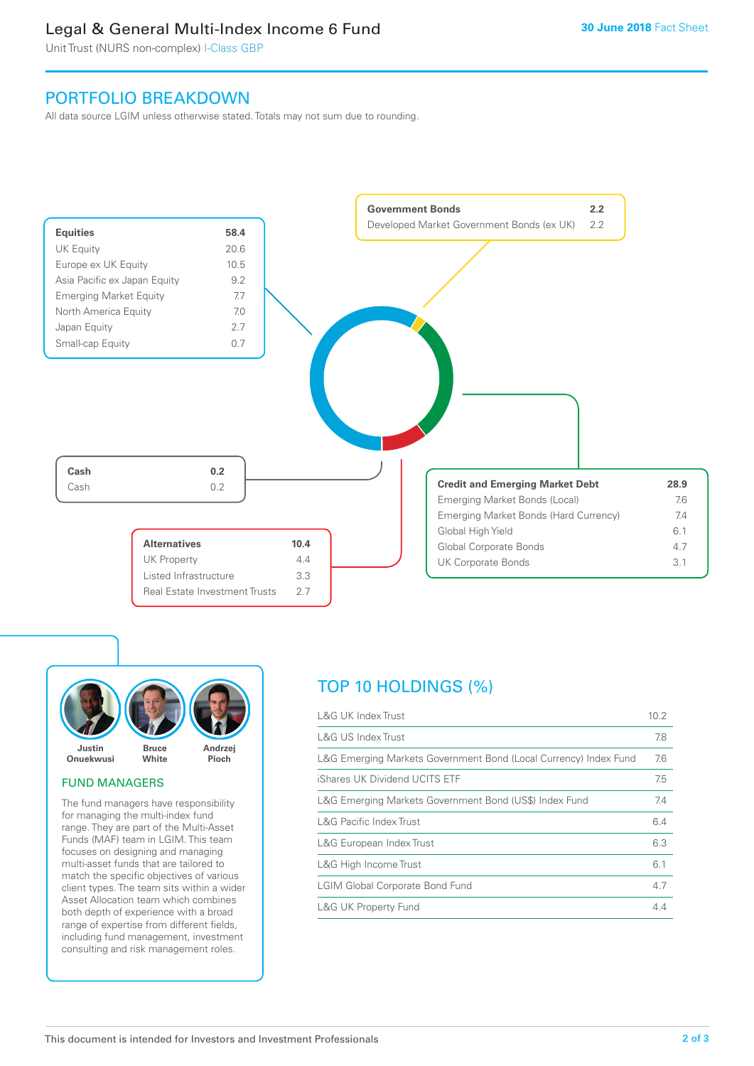# Legal & General Multi-Index Income 6 Fund

Unit Trust (NURS non-complex) I-Class GBP

30 June 2018 Fact Sheet

## PORTFOLIO BREAKDOWN

All data source LGIM unless otherwise stated. Totals may not sum due to rounding.

| Equities | 58.4 |
|---|---|
| UK Equity | 20.6 |
| Europe ex UK Equity | 10.5 |
| Asia Pacific ex Japan Equity | 9.2 |
| Emerging Market Equity | 7.7 |
| North America Equity | 7.0 |
| Japan Equity | 2.7 |
| Small-cap Equity | 0.7 |

| Government Bonds | 2.2 |
|---|---|
| Developed Market Government Bonds (ex UK) | 2.2 |

| Credit and Emerging Market Debt | 28.9 |
|---|---|
| Emerging Market Bonds (Local) | 7.6 |
| Emerging Market Bonds (Hard Currency) | 7.4 |
| Global High Yield | 6.1 |
| Global Corporate Bonds | 4.7 |
| UK Corporate Bonds | 3.1 |

| Alternatives | 10.4 |
|---|---|
| UK Property | 4.4 |
| Listed Infrastructure | 3.3 |
| Real Estate Investment Trusts | 2.7 |

| Cash | 0.2 |
|---|---|
| Cash | 0.2 |

Justin Onuekwusi, Bruce White, Andrzej Pioch

## FUND MANAGERS

The fund managers have responsibility for managing the multi-index fund range. They are part of the Multi-Asset Funds (MAF) team in LGIM. This team focuses on designing and managing multi-asset funds that are tailored to match the specific objectives of various client types. The team sits within a wider Asset Allocation team which combines both depth of experience with a broad range of expertise from different fields, including fund management, investment consulting and risk management roles.

## TOP 10 HOLDINGS (%)

| Holding | % |
|---|---|
| L&G UK Index Trust | 10.2 |
| L&G US Index Trust | 7.8 |
| L&G Emerging Markets Government Bond (Local Currency) Index Fund | 7.6 |
| iShares UK Dividend UCITS ETF | 7.5 |
| L&G Emerging Markets Government Bond (US$) Index Fund | 7.4 |
| L&G Pacific Index Trust | 6.4 |
| L&G European Index Trust | 6.3 |
| L&G High Income Trust | 6.1 |
| LGIM Global Corporate Bond Fund | 4.7 |
| L&G UK Property Fund | 4.4 |

This document is intended for Investors and Investment Professionals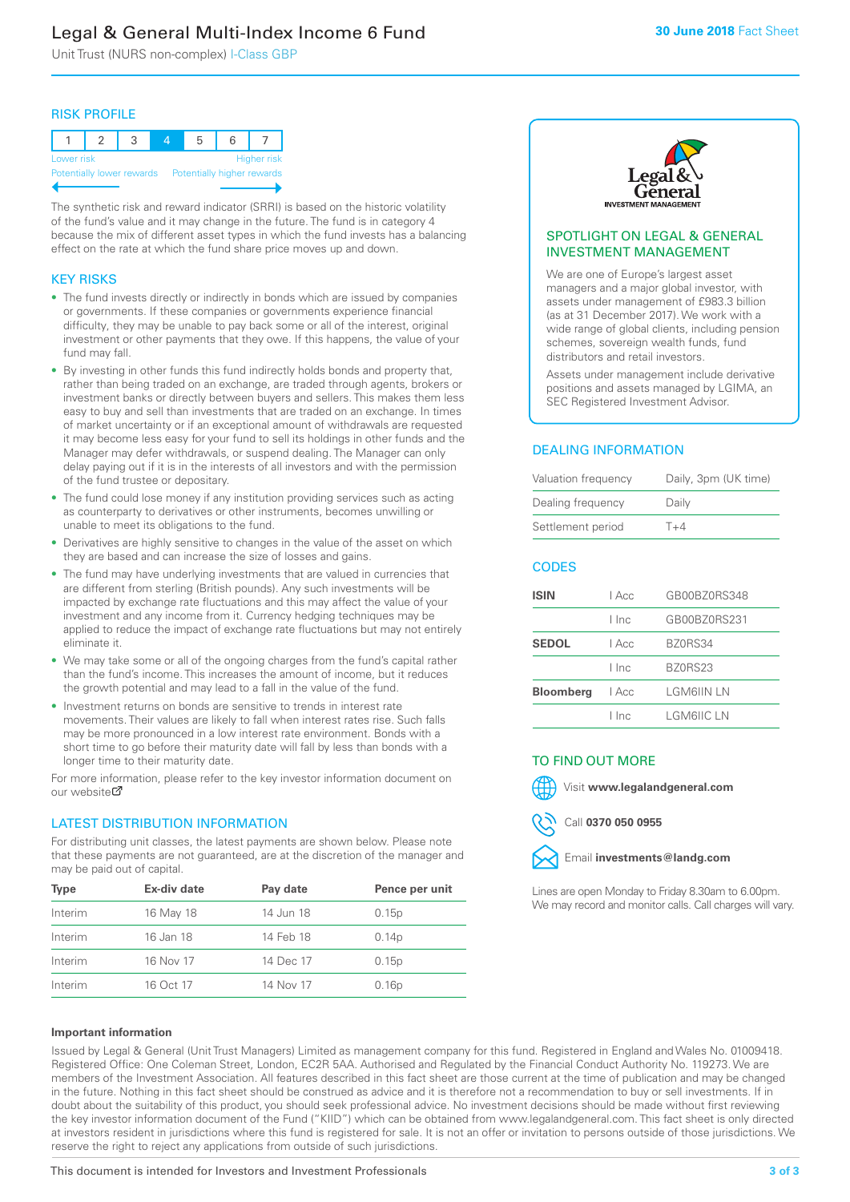# Legal & General Multi-Index Income 6 Fund

Unit Trust (NURS non-complex) I-Class GBP

**30 June 2018** Fact Sheet

## RISK PROFILE

| 1 | 2 | 3 | 4 | 5 | 6 | 7 |
|---|---|---|---|---|---|---|

Lower risk — Higher risk

Potentially lower rewards — Potentially higher rewards

The synthetic risk and reward indicator (SRRI) is based on the historic volatility of the fund's value and it may change in the future. The fund is in category 4 because the mix of different asset types in which the fund invests has a balancing effect on the rate at which the fund share price moves up and down.

## KEY RISKS

- The fund invests directly or indirectly in bonds which are issued by companies or governments. If these companies or governments experience financial difficulty, they may be unable to pay back some or all of the interest, original investment or other payments that they owe. If this happens, the value of your fund may fall.
- By investing in other funds this fund indirectly holds bonds and property that, rather than being traded on an exchange, are traded through agents, brokers or investment banks or directly between buyers and sellers. This makes them less easy to buy and sell than investments that are traded on an exchange. In times of market uncertainty or if an exceptional amount of withdrawals are requested it may become less easy for your fund to sell its holdings in other funds and the Manager may defer withdrawals, or suspend dealing. The Manager can only delay paying out if it is in the interests of all investors and with the permission of the fund trustee or depositary.
- The fund could lose money if any institution providing services such as acting as counterparty to derivatives or other instruments, becomes unwilling or unable to meet its obligations to the fund.
- Derivatives are highly sensitive to changes in the value of the asset on which they are based and can increase the size of losses and gains.
- The fund may have underlying investments that are valued in currencies that are different from sterling (British pounds). Any such investments will be impacted by exchange rate fluctuations and this may affect the value of your investment and any income from it. Currency hedging techniques may be applied to reduce the impact of exchange rate fluctuations but may not entirely eliminate it.
- We may take some or all of the ongoing charges from the fund's capital rather than the fund's income. This increases the amount of income, but it reduces the growth potential and may lead to a fall in the value of the fund.
- Investment returns on bonds are sensitive to trends in interest rate movements. Their values are likely to fall when interest rates rise. Such falls may be more pronounced in a low interest rate environment. Bonds with a short time to go before their maturity date will fall by less than bonds with a longer time to their maturity date.

For more information, please refer to the key investor information document on our website

## LATEST DISTRIBUTION INFORMATION

For distributing unit classes, the latest payments are shown below. Please note that these payments are not guaranteed, are at the discretion of the manager and may be paid out of capital.

| Type | Ex-div date | Pay date | Pence per unit |
|---|---|---|---|
| Interim | 16 May 18 | 14 Jun 18 | 0.15p |
| Interim | 16 Jan 18 | 14 Feb 18 | 0.14p |
| Interim | 16 Nov 17 | 14 Dec 17 | 0.15p |
| Interim | 16 Oct 17 | 14 Nov 17 | 0.16p |

## SPOTLIGHT ON LEGAL & GENERAL INVESTMENT MANAGEMENT

We are one of Europe's largest asset managers and a major global investor, with assets under management of £983.3 billion (as at 31 December 2017). We work with a wide range of global clients, including pension schemes, sovereign wealth funds, fund distributors and retail investors.

Assets under management include derivative positions and assets managed by LGIMA, an SEC Registered Investment Advisor.

## DEALING INFORMATION

| | |
|---|---|
| Valuation frequency | Daily, 3pm (UK time) |
| Dealing frequency | Daily |
| Settlement period | T+4 |

## CODES

| | | |
|---|---|---|
| **ISIN** | I Acc | GB00BZ0RS348 |
| | I Inc | GB00BZ0RS231 |
| **SEDOL** | I Acc | BZ0RS34 |
| | I Inc | BZ0RS23 |
| **Bloomberg** | I Acc | LGM6IIN LN |
| | I Inc | LGM6IIC LN |

## TO FIND OUT MORE

Visit **www.legalandgeneral.com**

Call **0370 050 0955**

Email **investments@landg.com**

Lines are open Monday to Friday 8.30am to 6.00pm. We may record and monitor calls. Call charges will vary.

### Important information

Issued by Legal & General (Unit Trust Managers) Limited as management company for this fund. Registered in England and Wales No. 01009418. Registered Office: One Coleman Street, London, EC2R 5AA. Authorised and Regulated by the Financial Conduct Authority No. 119273. We are members of the Investment Association. All features described in this fact sheet are those current at the time of publication and may be changed in the future. Nothing in this fact sheet should be construed as advice and it is therefore not a recommendation to buy or sell investments. If in doubt about the suitability of this product, you should seek professional advice. No investment decisions should be made without first reviewing the key investor information document of the Fund ("KIID") which can be obtained from www.legalandgeneral.com. This fact sheet is only directed at investors resident in jurisdictions where this fund is registered for sale. It is not an offer or invitation to persons outside of those jurisdictions. We reserve the right to reject any applications from outside of such jurisdictions.

This document is intended for Investors and Investment Professionals